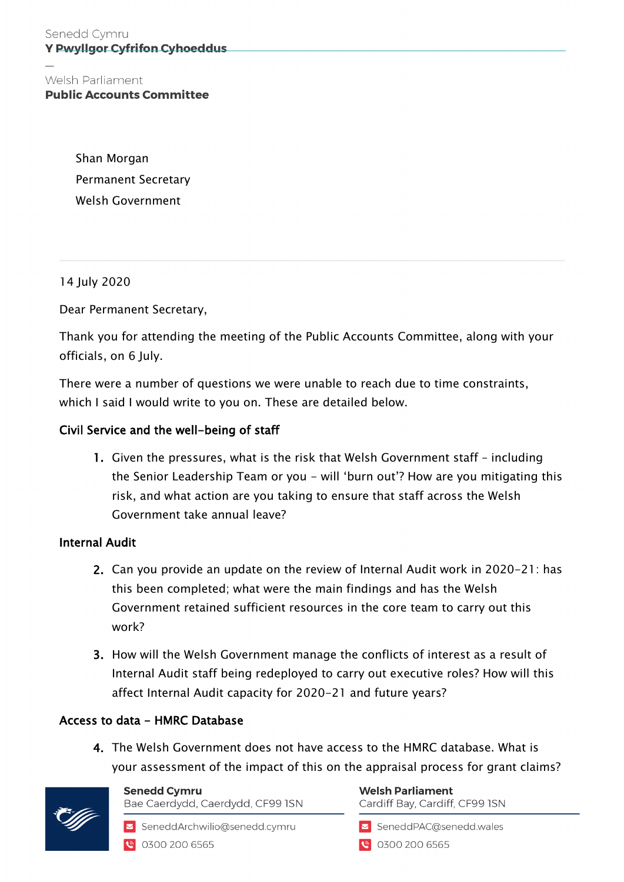Senedd Cymru
**Y Pwyllgor Cyfrifon Cyhoeddus**

—

Welsh Parliament
**Public Accounts Committee**

Shan Morgan
Permanent Secretary
Welsh Government

14 July 2020

Dear Permanent Secretary,

Thank you for attending the meeting of the Public Accounts Committee, along with your officials, on 6 July.

There were a number of questions we were unable to reach due to time constraints, which I said I would write to you on. These are detailed below.

**Civil Service and the well-being of staff**

1. Given the pressures, what is the risk that Welsh Government staff – including the Senior Leadership Team or you – will 'burn out'? How are you mitigating this risk, and what action are you taking to ensure that staff across the Welsh Government take annual leave?

**Internal Audit**

2. Can you provide an update on the review of Internal Audit work in 2020-21: has this been completed; what were the main findings and has the Welsh Government retained sufficient resources in the core team to carry out this work?

3. How will the Welsh Government manage the conflicts of interest as a result of Internal Audit staff being redeployed to carry out executive roles? How will this affect Internal Audit capacity for 2020-21 and future years?

**Access to data – HMRC Database**

4. The Welsh Government does not have access to the HMRC database. What is your assessment of the impact of this on the appraisal process for grant claims?

**Senedd Cymru**
Bae Caerdydd, Caerdydd, CF99 1SN
SeneddArchwilio@senedd.cymru
0300 200 6565

**Welsh Parliament**
Cardiff Bay, Cardiff, CF99 1SN
SeneddPAC@senedd.wales
0300 200 6565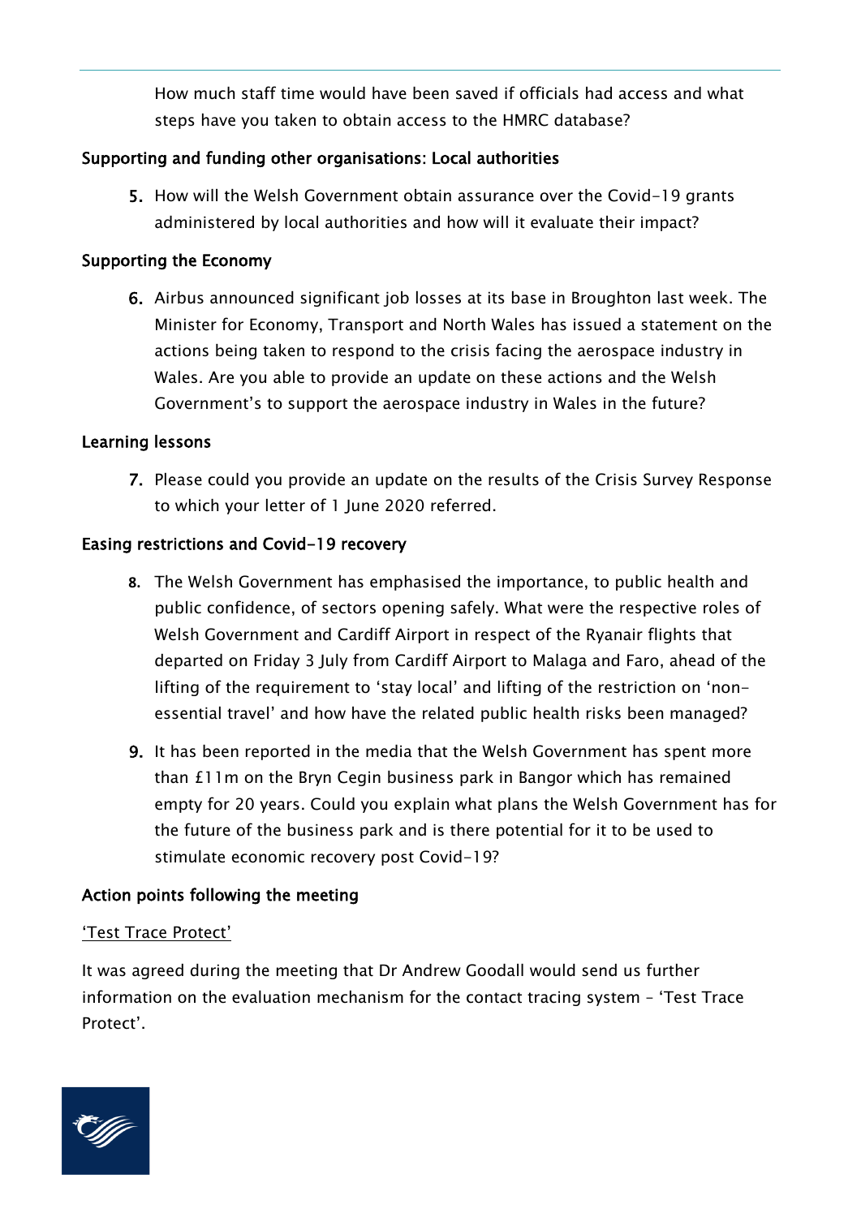How much staff time would have been saved if officials had access and what steps have you taken to obtain access to the HMRC database?

**Supporting and funding other organisations: Local authorities**

5. How will the Welsh Government obtain assurance over the Covid-19 grants administered by local authorities and how will it evaluate their impact?

**Supporting the Economy**

6. Airbus announced significant job losses at its base in Broughton last week. The Minister for Economy, Transport and North Wales has issued a statement on the actions being taken to respond to the crisis facing the aerospace industry in Wales. Are you able to provide an update on these actions and the Welsh Government's to support the aerospace industry in Wales in the future?

**Learning lessons**

7. Please could you provide an update on the results of the Crisis Survey Response to which your letter of 1 June 2020 referred.

**Easing restrictions and Covid-19 recovery**

8. The Welsh Government has emphasised the importance, to public health and public confidence, of sectors opening safely. What were the respective roles of Welsh Government and Cardiff Airport in respect of the Ryanair flights that departed on Friday 3 July from Cardiff Airport to Malaga and Faro, ahead of the lifting of the requirement to 'stay local' and lifting of the restriction on 'non-essential travel' and how have the related public health risks been managed?

9. It has been reported in the media that the Welsh Government has spent more than £11m on the Bryn Cegin business park in Bangor which has remained empty for 20 years. Could you explain what plans the Welsh Government has for the future of the business park and is there potential for it to be used to stimulate economic recovery post Covid-19?

**Action points following the meeting**

'Test Trace Protect'

It was agreed during the meeting that Dr Andrew Goodall would send us further information on the evaluation mechanism for the contact tracing system – 'Test Trace Protect'.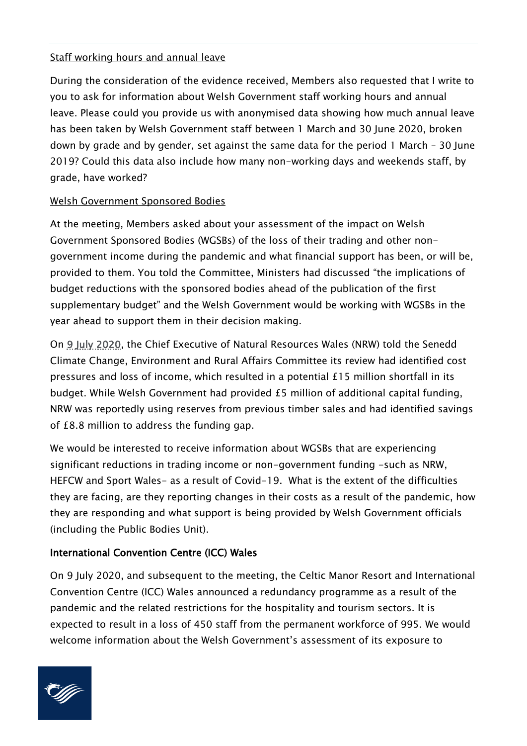Staff working hours and annual leave

During the consideration of the evidence received, Members also requested that I write to you to ask for information about Welsh Government staff working hours and annual leave. Please could you provide us with anonymised data showing how much annual leave has been taken by Welsh Government staff between 1 March and 30 June 2020, broken down by grade and by gender, set against the same data for the period 1 March – 30 June 2019? Could this data also include how many non-working days and weekends staff, by grade, have worked?

Welsh Government Sponsored Bodies

At the meeting, Members asked about your assessment of the impact on Welsh Government Sponsored Bodies (WGSBs) of the loss of their trading and other non-government income during the pandemic and what financial support has been, or will be, provided to them. You told the Committee, Ministers had discussed "the implications of budget reductions with the sponsored bodies ahead of the publication of the first supplementary budget" and the Welsh Government would be working with WGSBs in the year ahead to support them in their decision making.

On 9 July 2020, the Chief Executive of Natural Resources Wales (NRW) told the Senedd Climate Change, Environment and Rural Affairs Committee its review had identified cost pressures and loss of income, which resulted in a potential £15 million shortfall in its budget. While Welsh Government had provided £5 million of additional capital funding, NRW was reportedly using reserves from previous timber sales and had identified savings of £8.8 million to address the funding gap.

We would be interested to receive information about WGSBs that are experiencing significant reductions in trading income or non-government funding -such as NRW, HEFCW and Sport Wales- as a result of Covid-19. What is the extent of the difficulties they are facing, are they reporting changes in their costs as a result of the pandemic, how they are responding and what support is being provided by Welsh Government officials (including the Public Bodies Unit).

**International Convention Centre (ICC) Wales**

On 9 July 2020, and subsequent to the meeting, the Celtic Manor Resort and International Convention Centre (ICC) Wales announced a redundancy programme as a result of the pandemic and the related restrictions for the hospitality and tourism sectors. It is expected to result in a loss of 450 staff from the permanent workforce of 995. We would welcome information about the Welsh Government's assessment of its exposure to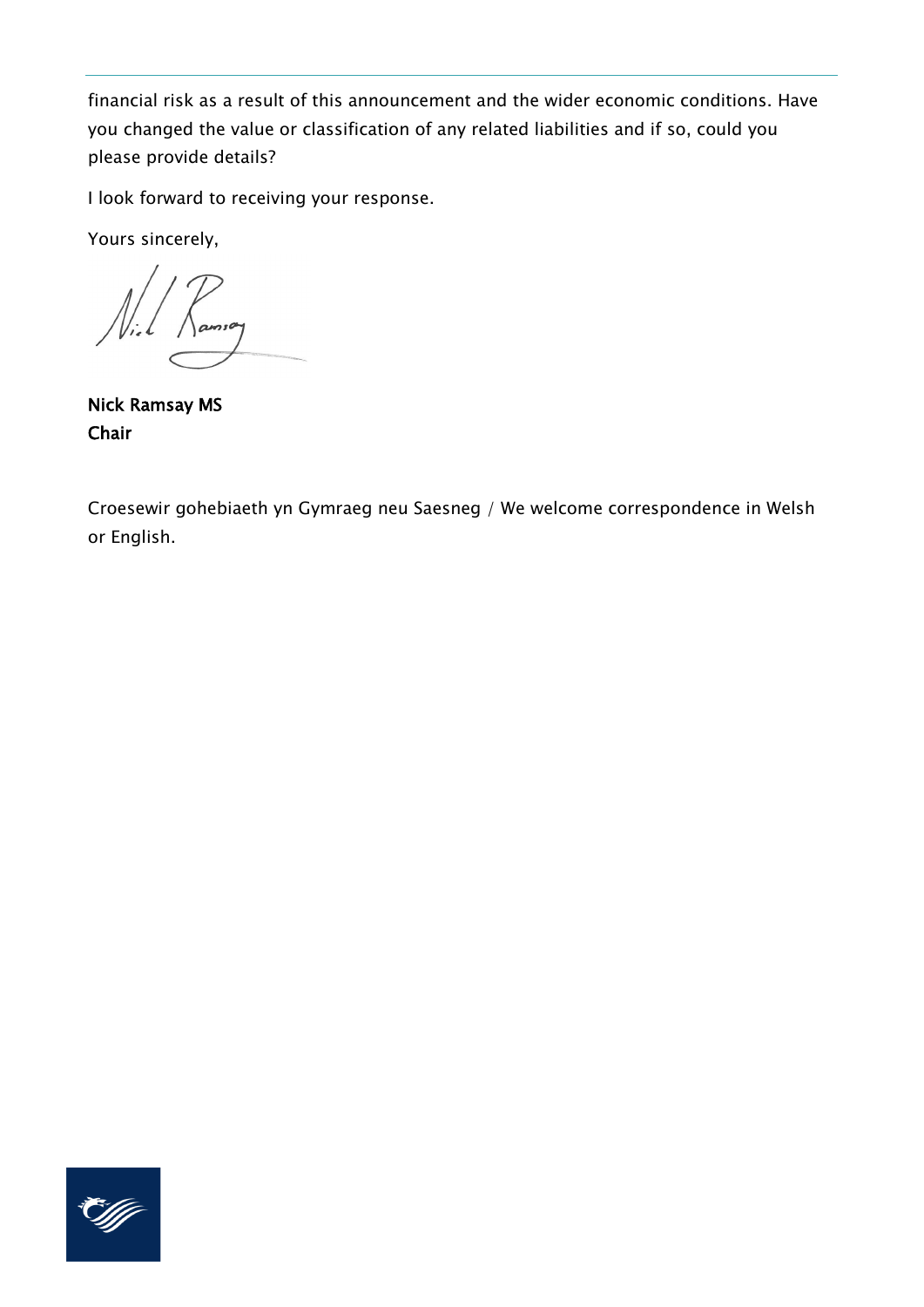financial risk as a result of this announcement and the wider economic conditions. Have you changed the value or classification of any related liabilities and if so, could you please provide details?

I look forward to receiving your response.

Yours sincerely,

**Nick Ramsay MS**
**Chair**

Croesewir gohebiaeth yn Gymraeg neu Saesneg / We welcome correspondence in Welsh or English.